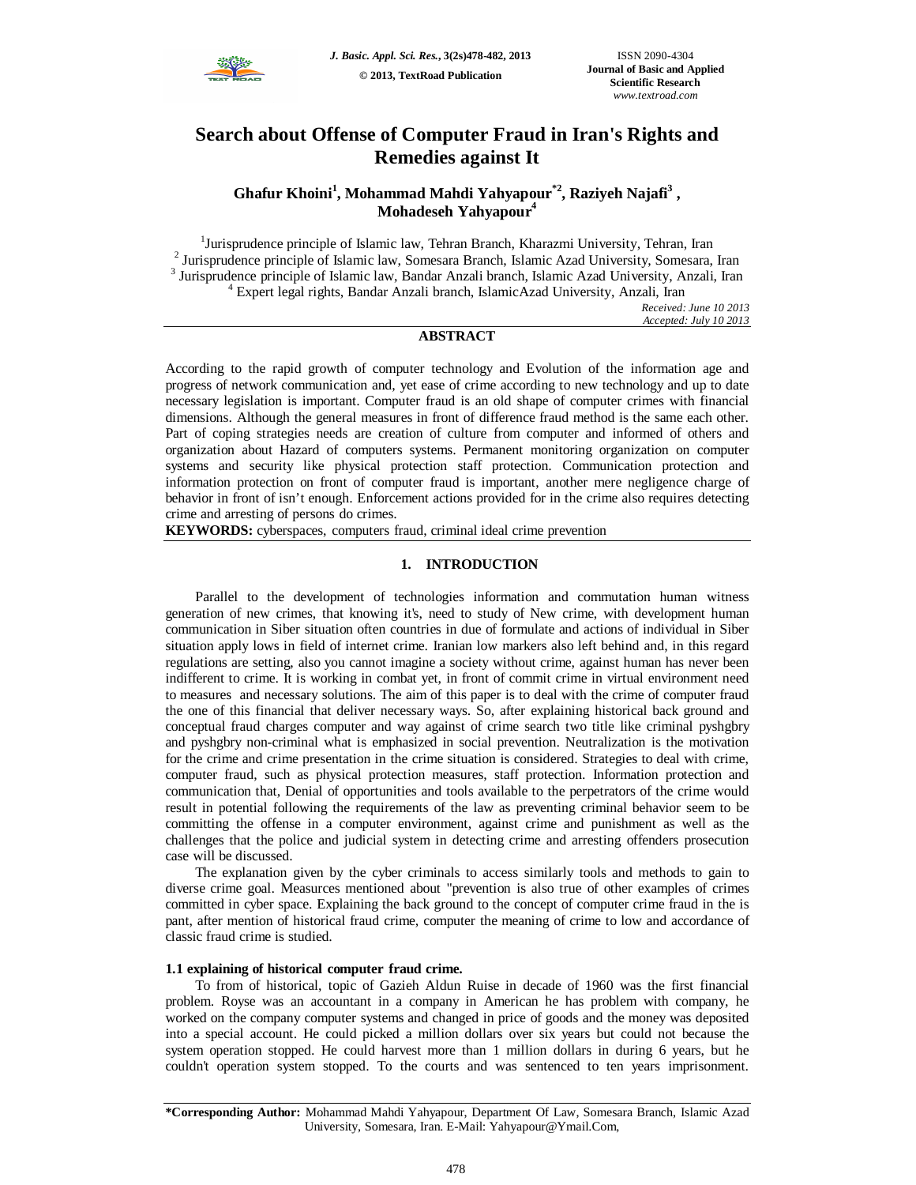# Search about Offense of Computer Fraud in Iran's Rights and Remedies against It

**Ghafur Khoini[1], Mohammad Mahdi Yahyapour[*2], Raziyeh Najafi[3] , Mohadeseh Yahyapour[4]**

[1]Jurisprudence principle of Islamic law, Tehran Branch, Kharazmi University, Tehran, Iran
[2] Jurisprudence principle of Islamic law, Somesara Branch, Islamic Azad University, Somesara, Iran
[3] Jurisprudence principle of Islamic law, Bandar Anzali branch, Islamic Azad University, Anzali, Iran
[4] Expert legal rights, Bandar Anzali branch, IslamicAzad University, Anzali, Iran

*Received: June 10 2013*
*Accepted: July 10 2013*

## ABSTRACT

According to the rapid growth of computer technology and Evolution of the information age and progress of network communication and, yet ease of crime according to new technology and up to date necessary legislation is important. Computer fraud is an old shape of computer crimes with financial dimensions. Although the general measures in front of difference fraud method is the same each other. Part of coping strategies needs are creation of culture from computer and informed of others and organization about Hazard of computers systems. Permanent monitoring organization on computer systems and security like physical protection staff protection. Communication protection and information protection on front of computer fraud is important, another mere negligence charge of behavior in front of isn't enough. Enforcement actions provided for in the crime also requires detecting crime and arresting of persons do crimes.

**KEYWORDS:** cyberspaces, computers fraud, criminal ideal crime prevention

## 1. INTRODUCTION

Parallel to the development of technologies information and commutation human witness generation of new crimes, that knowing it's, need to study of New crime, with development human communication in Siber situation often countries in due of formulate and actions of individual in Siber situation apply lows in field of internet crime. Iranian low markers also left behind and, in this regard regulations are setting, also you cannot imagine a society without crime, against human has never been indifferent to crime. It is working in combat yet, in front of commit crime in virtual environment need to measures and necessary solutions. The aim of this paper is to deal with the crime of computer fraud the one of this financial that deliver necessary ways. So, after explaining historical back ground and conceptual fraud charges computer and way against of crime search two title like criminal pyshgbry and pyshgbry non-criminal what is emphasized in social prevention. Neutralization is the motivation for the crime and crime presentation in the crime situation is considered. Strategies to deal with crime, computer fraud, such as physical protection measures, staff protection. Information protection and communication that, Denial of opportunities and tools available to the perpetrators of the crime would result in potential following the requirements of the law as preventing criminal behavior seem to be committing the offense in a computer environment, against crime and punishment as well as the challenges that the police and judicial system in detecting crime and arresting offenders prosecution case will be discussed.

The explanation given by the cyber criminals to access similarly tools and methods to gain to diverse crime goal. Measurces mentioned about "prevention is also true of other examples of crimes committed in cyber space. Explaining the back ground to the concept of computer crime fraud in the is pant, after mention of historical fraud crime, computer the meaning of crime to low and accordance of classic fraud crime is studied.

### 1.1 explaining of historical computer fraud crime.

To from of historical, topic of Gazieh Aldun Ruise in decade of 1960 was the first financial problem. Royse was an accountant in a company in American he has problem with company, he worked on the company computer systems and changed in price of goods and the money was deposited into a special account. He could picked a million dollars over six years but could not because the system operation stopped. He could harvest more than 1 million dollars in during 6 years, but he couldn't operation system stopped. To the courts and was sentenced to ten years imprisonment.

**\*Corresponding Author:** Mohammad Mahdi Yahyapour, Department Of Law, Somesara Branch, Islamic Azad University, Somesara, Iran. E-Mail: Yahyapour@Ymail.Com,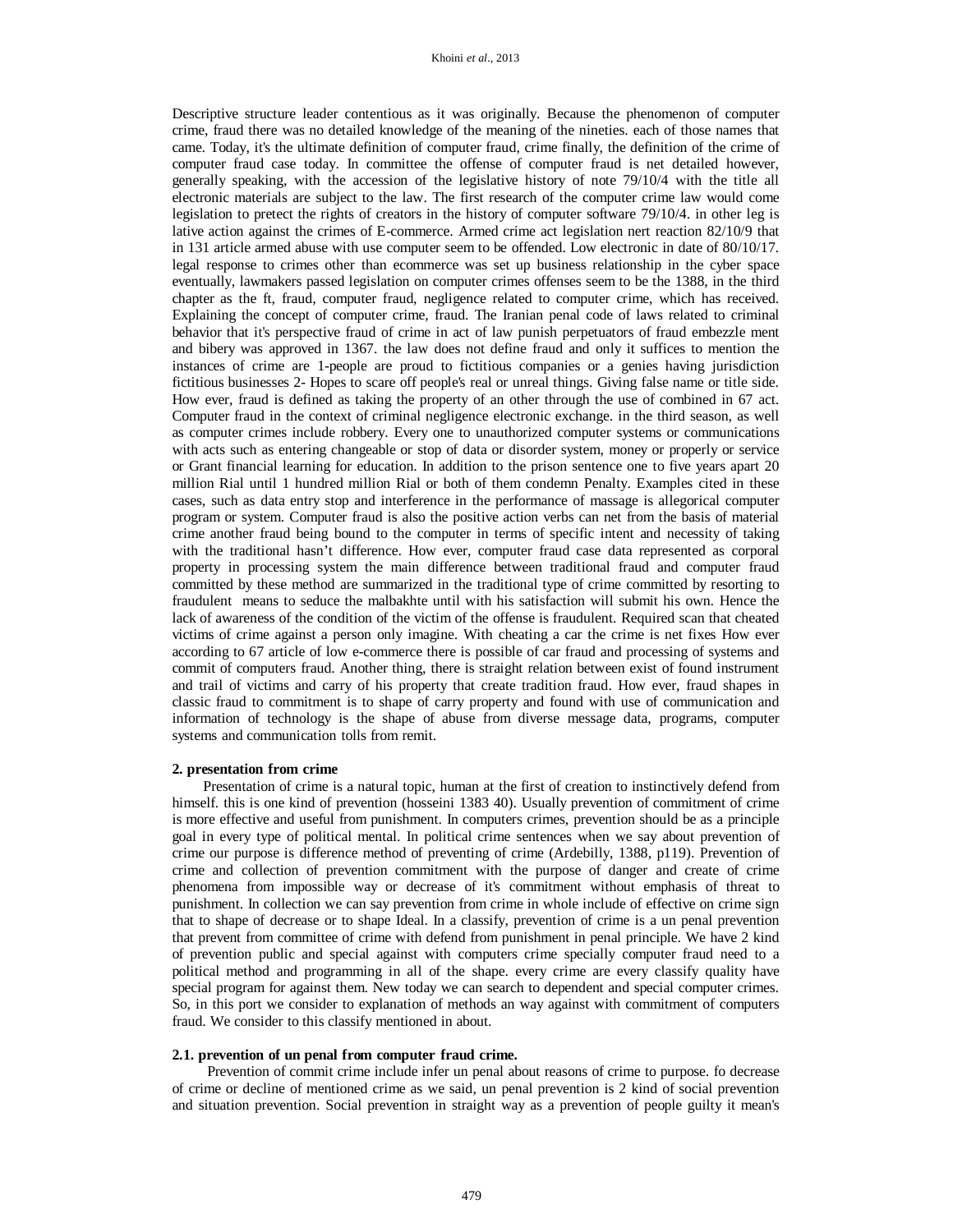Descriptive structure leader contentious as it was originally. Because the phenomenon of computer crime, fraud there was no detailed knowledge of the meaning of the nineties. each of those names that came. Today, it's the ultimate definition of computer fraud, crime finally, the definition of the crime of computer fraud case today. In committee the offense of computer fraud is net detailed however, generally speaking, with the accession of the legislative history of note 79/10/4 with the title all electronic materials are subject to the law. The first research of the computer crime law would come legislation to pretect the rights of creators in the history of computer software 79/10/4. in other leg is lative action against the crimes of E-commerce. Armed crime act legislation nert reaction 82/10/9 that in 131 article armed abuse with use computer seem to be offended. Low electronic in date of 80/10/17. legal response to crimes other than ecommerce was set up business relationship in the cyber space eventually, lawmakers passed legislation on computer crimes offenses seem to be the 1388, in the third chapter as the ft, fraud, computer fraud, negligence related to computer crime, which has received. Explaining the concept of computer crime, fraud. The Iranian penal code of laws related to criminal behavior that it's perspective fraud of crime in act of law punish perpetuators of fraud embezzle ment and bibery was approved in 1367. the law does not define fraud and only it suffices to mention the instances of crime are 1-people are proud to fictitious companies or a genies having jurisdiction fictitious businesses 2- Hopes to scare off people's real or unreal things. Giving false name or title side. How ever, fraud is defined as taking the property of an other through the use of combined in 67 act. Computer fraud in the context of criminal negligence electronic exchange. in the third season, as well as computer crimes include robbery. Every one to unauthorized computer systems or communications with acts such as entering changeable or stop of data or disorder system, money or properly or service or Grant financial learning for education. In addition to the prison sentence one to five years apart 20 million Rial until 1 hundred million Rial or both of them condemn Penalty. Examples cited in these cases, such as data entry stop and interference in the performance of massage is allegorical computer program or system. Computer fraud is also the positive action verbs can net from the basis of material crime another fraud being bound to the computer in terms of specific intent and necessity of taking with the traditional hasn't difference. How ever, computer fraud case data represented as corporal property in processing system the main difference between traditional fraud and computer fraud committed by these method are summarized in the traditional type of crime committed by resorting to fraudulent means to seduce the malbakhte until with his satisfaction will submit his own. Hence the lack of awareness of the condition of the victim of the offense is fraudulent. Required scan that cheated victims of crime against a person only imagine. With cheating a car the crime is net fixes How ever according to 67 article of low e-commerce there is possible of car fraud and processing of systems and commit of computers fraud. Another thing, there is straight relation between exist of found instrument and trail of victims and carry of his property that create tradition fraud. How ever, fraud shapes in classic fraud to commitment is to shape of carry property and found with use of communication and information of technology is the shape of abuse from diverse message data, programs, computer systems and communication tolls from remit.

**2. presentation from crime**

Presentation of crime is a natural topic, human at the first of creation to instinctively defend from himself. this is one kind of prevention (hosseini 1383 40). Usually prevention of commitment of crime is more effective and useful from punishment. In computers crimes, prevention should be as a principle goal in every type of political mental. In political crime sentences when we say about prevention of crime our purpose is difference method of preventing of crime (Ardebilly, 1388, p119). Prevention of crime and collection of prevention commitment with the purpose of danger and create of crime phenomena from impossible way or decrease of it's commitment without emphasis of threat to punishment. In collection we can say prevention from crime in whole include of effective on crime sign that to shape of decrease or to shape Ideal. In a classify, prevention of crime is a un penal prevention that prevent from committee of crime with defend from punishment in penal principle. We have 2 kind of prevention public and special against with computers crime specially computer fraud need to a political method and programming in all of the shape. every crime are every classify quality have special program for against them. New today we can search to dependent and special computer crimes. So, in this port we consider to explanation of methods an way against with commitment of computers fraud. We consider to this classify mentioned in about.

**2.1. prevention of un penal from computer fraud crime.**

Prevention of commit crime include infer un penal about reasons of crime to purpose. fo decrease of crime or decline of mentioned crime as we said, un penal prevention is 2 kind of social prevention and situation prevention. Social prevention in straight way as a prevention of people guilty it mean's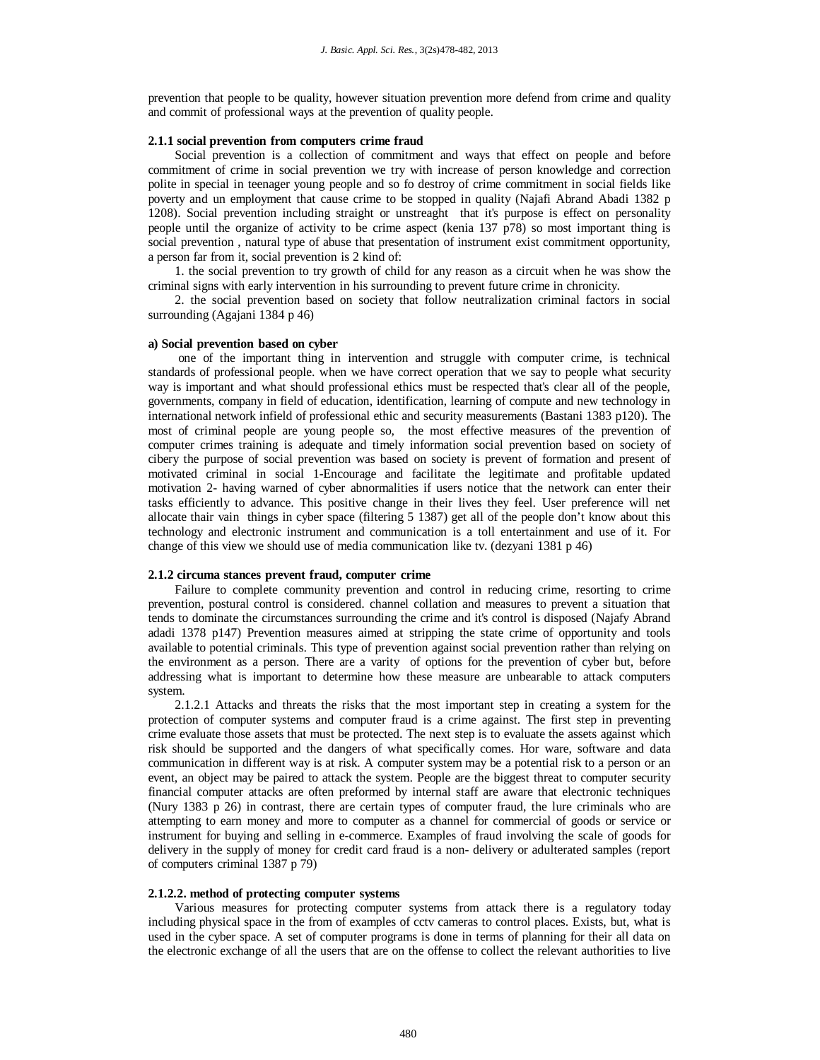prevention that people to be quality, however situation prevention more defend from crime and quality and commit of professional ways at the prevention of quality people.

#### 2.1.1 social prevention from computers crime fraud

Social prevention is a collection of commitment and ways that effect on people and before commitment of crime in social prevention we try with increase of person knowledge and correction polite in special in teenager young people and so fo destroy of crime commitment in social fields like poverty and un employment that cause crime to be stopped in quality (Najafi Abrand Abadi 1382 p 1208). Social prevention including straight or unstreaght that it's purpose is effect on personality people until the organize of activity to be crime aspect (kenia 137 p78) so most important thing is social prevention , natural type of abuse that presentation of instrument exist commitment opportunity, a person far from it, social prevention is 2 kind of:

1. the social prevention to try growth of child for any reason as a circuit when he was show the criminal signs with early intervention in his surrounding to prevent future crime in chronicity.

2. the social prevention based on society that follow neutralization criminal factors in social surrounding (Agajani 1384 p 46)

#### a) Social prevention based on cyber

one of the important thing in intervention and struggle with computer crime, is technical standards of professional people. when we have correct operation that we say to people what security way is important and what should professional ethics must be respected that's clear all of the people, governments, company in field of education, identification, learning of compute and new technology in international network infield of professional ethic and security measurements (Bastani 1383 p120). The most of criminal people are young people so, the most effective measures of the prevention of computer crimes training is adequate and timely information social prevention based on society of cibery the purpose of social prevention was based on society is prevent of formation and present of motivated criminal in social 1-Encourage and facilitate the legitimate and profitable updated motivation 2- having warned of cyber abnormalities if users notice that the network can enter their tasks efficiently to advance. This positive change in their lives they feel. User preference will net allocate thair vain things in cyber space (filtering 5 1387) get all of the people don't know about this technology and electronic instrument and communication is a toll entertainment and use of it. For change of this view we should use of media communication like tv. (dezyani 1381 p 46)

#### 2.1.2 circuma stances prevent fraud, computer crime

Failure to complete community prevention and control in reducing crime, resorting to crime prevention, postural control is considered. channel collation and measures to prevent a situation that tends to dominate the circumstances surrounding the crime and it's control is disposed (Najafy Abrand adadi 1378 p147) Prevention measures aimed at stripping the state crime of opportunity and tools available to potential criminals. This type of prevention against social prevention rather than relying on the environment as a person. There are a varity of options for the prevention of cyber but, before addressing what is important to determine how these measure are unbearable to attack computers system.

2.1.2.1 Attacks and threats the risks that the most important step in creating a system for the protection of computer systems and computer fraud is a crime against. The first step in preventing crime evaluate those assets that must be protected. The next step is to evaluate the assets against which risk should be supported and the dangers of what specifically comes. Hor ware, software and data communication in different way is at risk. A computer system may be a potential risk to a person or an event, an object may be paired to attack the system. People are the biggest threat to computer security financial computer attacks are often preformed by internal staff are aware that electronic techniques (Nury 1383 p 26) in contrast, there are certain types of computer fraud, the lure criminals who are attempting to earn money and more to computer as a channel for commercial of goods or service or instrument for buying and selling in e-commerce. Examples of fraud involving the scale of goods for delivery in the supply of money for credit card fraud is a non- delivery or adulterated samples (report of computers criminal 1387 p 79)

#### 2.1.2.2. method of protecting computer systems

Various measures for protecting computer systems from attack there is a regulatory today including physical space in the from of examples of cctv cameras to control places. Exists, but, what is used in the cyber space. A set of computer programs is done in terms of planning for their all data on the electronic exchange of all the users that are on the offense to collect the relevant authorities to live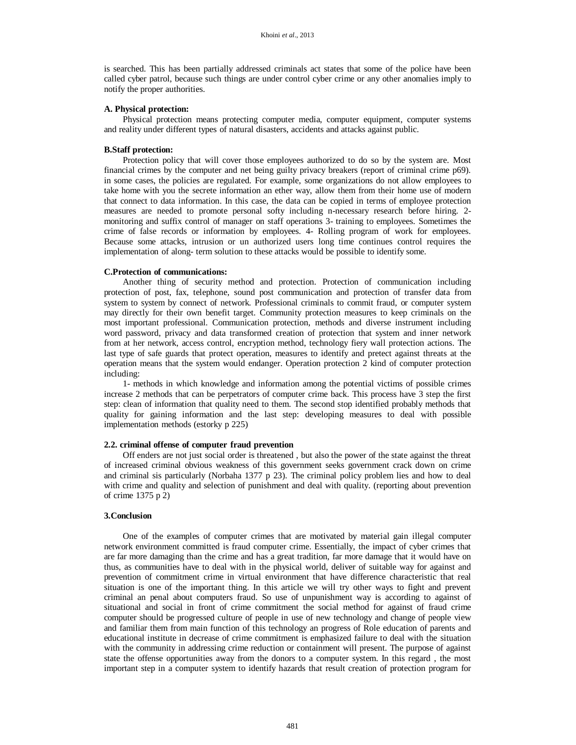is searched. This has been partially addressed criminals act states that some of the police have been called cyber patrol, because such things are under control cyber crime or any other anomalies imply to notify the proper authorities.

**A. Physical protection:**

Physical protection means protecting computer media, computer equipment, computer systems and reality under different types of natural disasters, accidents and attacks against public.

**B.Staff protection:**

Protection policy that will cover those employees authorized to do so by the system are. Most financial crimes by the computer and net being guilty privacy breakers (report of criminal crime p69). in some cases, the policies are regulated. For example, some organizations do not allow employees to take home with you the secrete information an ether way, allow them from their home use of modern that connect to data information. In this case, the data can be copied in terms of employee protection measures are needed to promote personal softy including n-necessary research before hiring. 2- monitoring and suffix control of manager on staff operations 3- training to employees. Sometimes the crime of false records or information by employees. 4- Rolling program of work for employees. Because some attacks, intrusion or un authorized users long time continues control requires the implementation of along- term solution to these attacks would be possible to identify some.

**C.Protection of communications:**

Another thing of security method and protection. Protection of communication including protection of post, fax, telephone, sound post communication and protection of transfer data from system to system by connect of network. Professional criminals to commit fraud, or computer system may directly for their own benefit target. Community protection measures to keep criminals on the most important professional. Communication protection, methods and diverse instrument including word password, privacy and data transformed creation of protection that system and inner network from at her network, access control, encryption method, technology fiery wall protection actions. The last type of safe guards that protect operation, measures to identify and pretect against threats at the operation means that the system would endanger. Operation protection 2 kind of computer protection including:

1- methods in which knowledge and information among the potential victims of possible crimes increase 2 methods that can be perpetrators of computer crime back. This process have 3 step the first step: clean of information that quality need to them. The second stop identified probably methods that quality for gaining information and the last step: developing measures to deal with possible implementation methods (estorky p 225)

**2.2. criminal offense of computer fraud prevention**

Off enders are not just social order is threatened , but also the power of the state against the threat of increased criminal obvious weakness of this government seeks government crack down on crime and criminal sis particularly (Norbaha 1377 p 23). The criminal policy problem lies and how to deal with crime and quality and selection of punishment and deal with quality. (reporting about prevention of crime 1375 p 2)

**3.Conclusion**

One of the examples of computer crimes that are motivated by material gain illegal computer network environment committed is fraud computer crime. Essentially, the impact of cyber crimes that are far more damaging than the crime and has a great tradition, far more damage that it would have on thus, as communities have to deal with in the physical world, deliver of suitable way for against and prevention of commitment crime in virtual environment that have difference characteristic that real situation is one of the important thing. In this article we will try other ways to fight and prevent criminal an penal about computers fraud. So use of unpunishment way is according to against of situational and social in front of crime commitment the social method for against of fraud crime computer should be progressed culture of people in use of new technology and change of people view and familiar them from main function of this technology an progress of Role education of parents and educational institute in decrease of crime commitment is emphasized failure to deal with the situation with the community in addressing crime reduction or containment will present. The purpose of against state the offense opportunities away from the donors to a computer system. In this regard , the most important step in a computer system to identify hazards that result creation of protection program for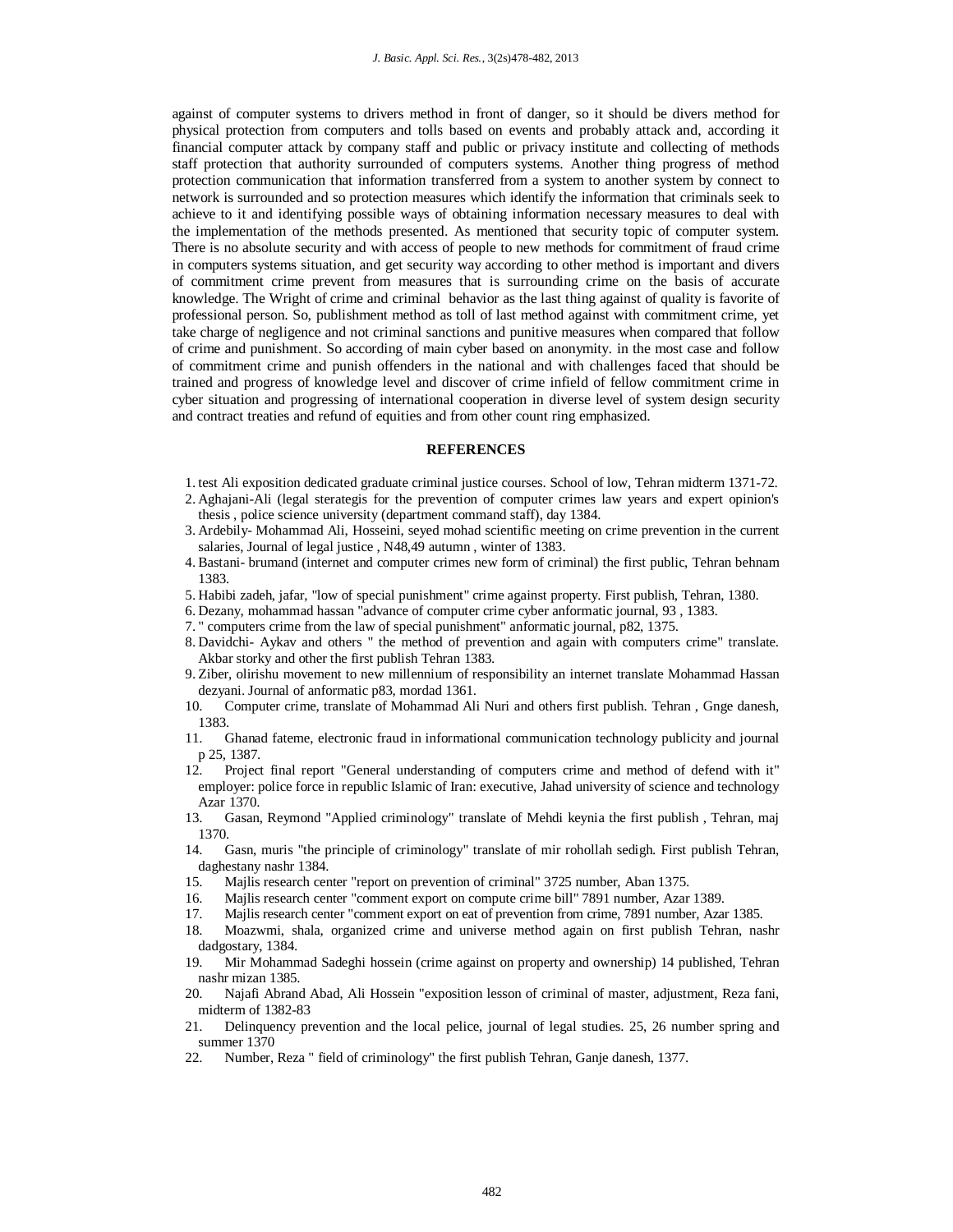against of computer systems to drivers method in front of danger, so it should be divers method for physical protection from computers and tolls based on events and probably attack and, according it financial computer attack by company staff and public or privacy institute and collecting of methods staff protection that authority surrounded of computers systems. Another thing progress of method protection communication that information transferred from a system to another system by connect to network is surrounded and so protection measures which identify the information that criminals seek to achieve to it and identifying possible ways of obtaining information necessary measures to deal with the implementation of the methods presented. As mentioned that security topic of computer system. There is no absolute security and with access of people to new methods for commitment of fraud crime in computers systems situation, and get security way according to other method is important and divers of commitment crime prevent from measures that is surrounding crime on the basis of accurate knowledge. The Wright of crime and criminal behavior as the last thing against of quality is favorite of professional person. So, publishment method as toll of last method against with commitment crime, yet take charge of negligence and not criminal sanctions and punitive measures when compared that follow of crime and punishment. So according of main cyber based on anonymity. in the most case and follow of commitment crime and punish offenders in the national and with challenges faced that should be trained and progress of knowledge level and discover of crime infield of fellow commitment crime in cyber situation and progressing of international cooperation in diverse level of system design security and contract treaties and refund of equities and from other count ring emphasized.

## REFERENCES

1. test Ali exposition dedicated graduate criminal justice courses. School of low, Tehran midterm 1371-72.
2. Aghajani-Ali (legal sterategis for the prevention of computer crimes law years and expert opinion's thesis , police science university (department command staff), day 1384.
3. Ardebily- Mohammad Ali, Hosseini, seyed mohad scientific meeting on crime prevention in the current salaries, Journal of legal justice , N48,49 autumn , winter of 1383.
4. Bastani- brumand (internet and computer crimes new form of criminal) the first public, Tehran behnam 1383.
5. Habibi zadeh, jafar, "low of special punishment" crime against property. First publish, Tehran, 1380.
6. Dezany, mohammad hassan "advance of computer crime cyber anformatic journal, 93 , 1383.
7. " computers crime from the law of special punishment" anformatic journal, p82, 1375.
8. Davidchi- Aykav and others " the method of prevention and again with computers crime" translate. Akbar storky and other the first publish Tehran 1383.
9. Ziber, olirishu movement to new millennium of responsibility an internet translate Mohammad Hassan dezyani. Journal of anformatic p83, mordad 1361.
10. Computer crime, translate of Mohammad Ali Nuri and others first publish. Tehran , Gnge danesh, 1383.
11. Ghanad fateme, electronic fraud in informational communication technology publicity and journal p 25, 1387.
12. Project final report "General understanding of computers crime and method of defend with it" employer: police force in republic Islamic of Iran: executive, Jahad university of science and technology Azar 1370.
13. Gasan, Reymond "Applied criminology" translate of Mehdi keynia the first publish , Tehran, maj 1370.
14. Gasn, muris "the principle of criminology" translate of mir rohollah sedigh. First publish Tehran, daghestany nashr 1384.
15. Majlis research center "report on prevention of criminal" 3725 number, Aban 1375.
16. Majlis research center "comment export on compute crime bill" 7891 number, Azar 1389.
17. Majlis research center "comment export on eat of prevention from crime, 7891 number, Azar 1385.
18. Moazwmi, shala, organized crime and universe method again on first publish Tehran, nashr dadgostary, 1384.
19. Mir Mohammad Sadeghi hossein (crime against on property and ownership) 14 published, Tehran nashr mizan 1385.
20. Najafi Abrand Abad, Ali Hossein "exposition lesson of criminal of master, adjustment, Reza fani, midterm of 1382-83
21. Delinquency prevention and the local pelice, journal of legal studies. 25, 26 number spring and summer 1370
22. Number, Reza " field of criminology" the first publish Tehran, Ganje danesh, 1377.